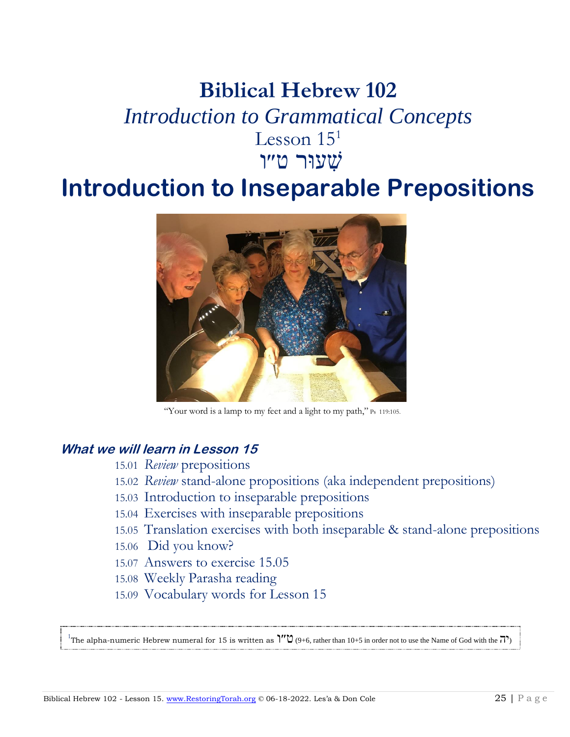# Biblical Hebrew 102

*Introduction to Grammatical Concepts*

Lesson 15[1]

שְׁעוּר ט״ו

# Introduction to Inseparable Prepositions

"Your word is a lamp to my feet and a light to my path," Ps 119:105.

### *What we will learn in Lesson 15*

15.01 *Review* prepositions
15.02 *Review* stand-alone propositions (aka independent prepositions)
15.03 Introduction to inseparable prepositions
15.04 Exercises with inseparable prepositions
15.05 Translation exercises with both inseparable & stand-alone prepositions
15.06 Did you know?
15.07 Answers to exercise 15.05
15.08 Weekly Parasha reading
15.09 Vocabulary words for Lesson 15

[1]The alpha-numeric Hebrew numeral for 15 is written as ט״ו (9+6, rather than 10+5 in order not to use the Name of God with the י״ה)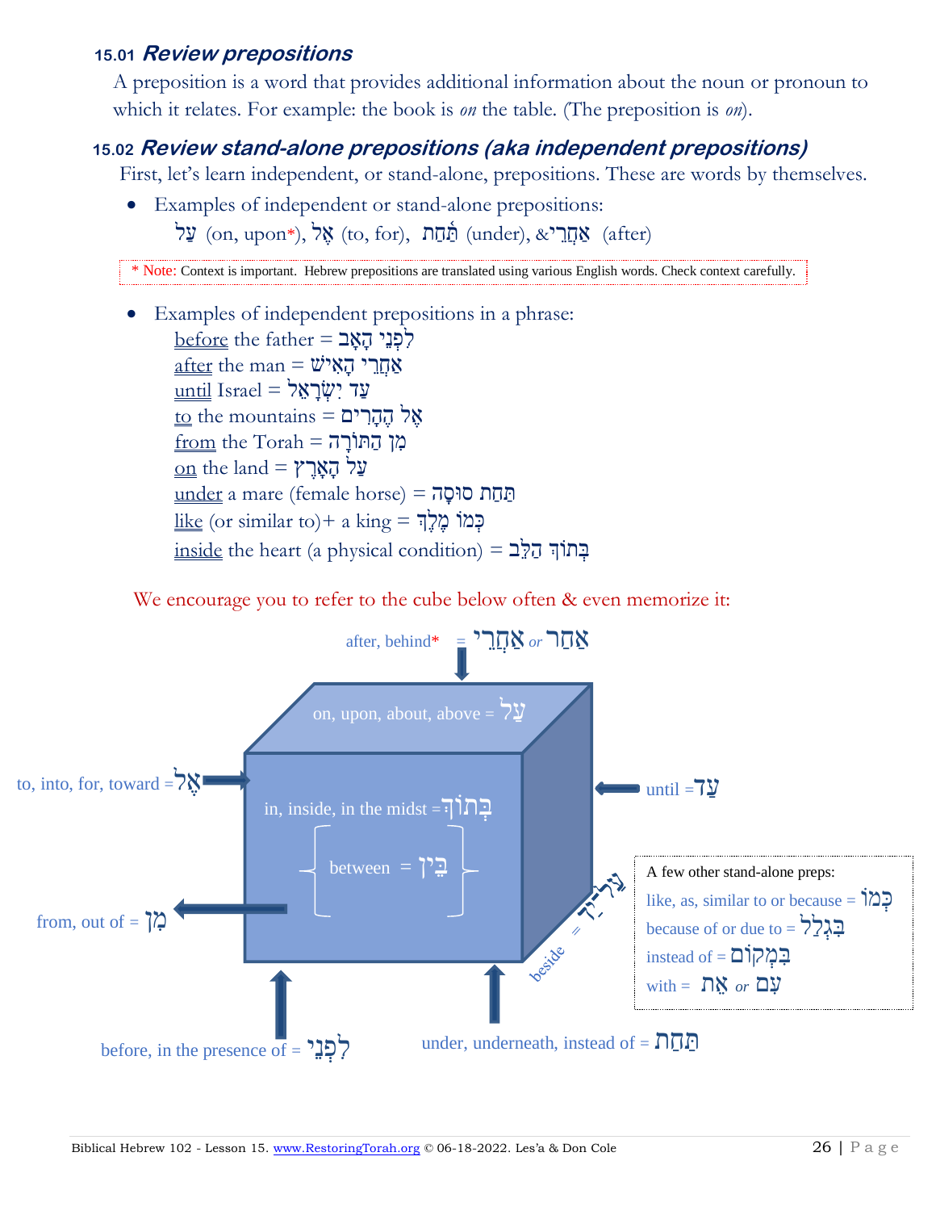### 15.01 *Review prepositions*

A preposition is a word that provides additional information about the noun or pronoun to which it relates. For example: the book is *on* the table. (The preposition is *on*).

### 15.02 *Review stand-alone prepositions (aka independent prepositions)*

First, let's learn independent, or stand-alone, prepositions. These are words by themselves.

- Examples of independent or stand-alone prepositions:
  עַל (on, upon*), אֶל (to, for), תַּחַת (under), &אַחֲרֵי (after)

\* Note: Context is important. Hebrew prepositions are translated using various English words. Check context carefully.

- Examples of independent prepositions in a phrase:
  before the father = לִפְנֵי הָאָב
  after the man = אַחֲרֵי הָאִישׁ
  until Israel = עַד יִשְׂרָאֵל
  to the mountains = אֶל הֶהָרִים
  from the Torah = מִן הַתּוֹרָה
  on the land = עַל הָאָרֶץ
  under a mare (female horse) = תַּחַת סוּסָה
  like (or similar to)+ a king = כְּמוֹ מֶלֶךְ
  inside the heart (a physical condition) = בְּתוֹךְ הַלֵּב

We encourage you to refer to the cube below often & even memorize it:

after, behind* = אַחֲרֵי or אַחַר

on, upon, about, above = עַל

to, into, for, toward = אֶל

in, inside, in the midst = בְּתוֹךְ

between = בֵּין

until = עַד

from, out of = מִן

beside = אֵצֶל

before, in the presence of = לִפְנֵי

under, underneath, instead of = תַּחַת

A few other stand-alone preps:
like, as, similar to or because = כְּמוֹ
because of or due to = בִּגְלַל
instead of = בִּמְקוֹם
with = אֵת or עִם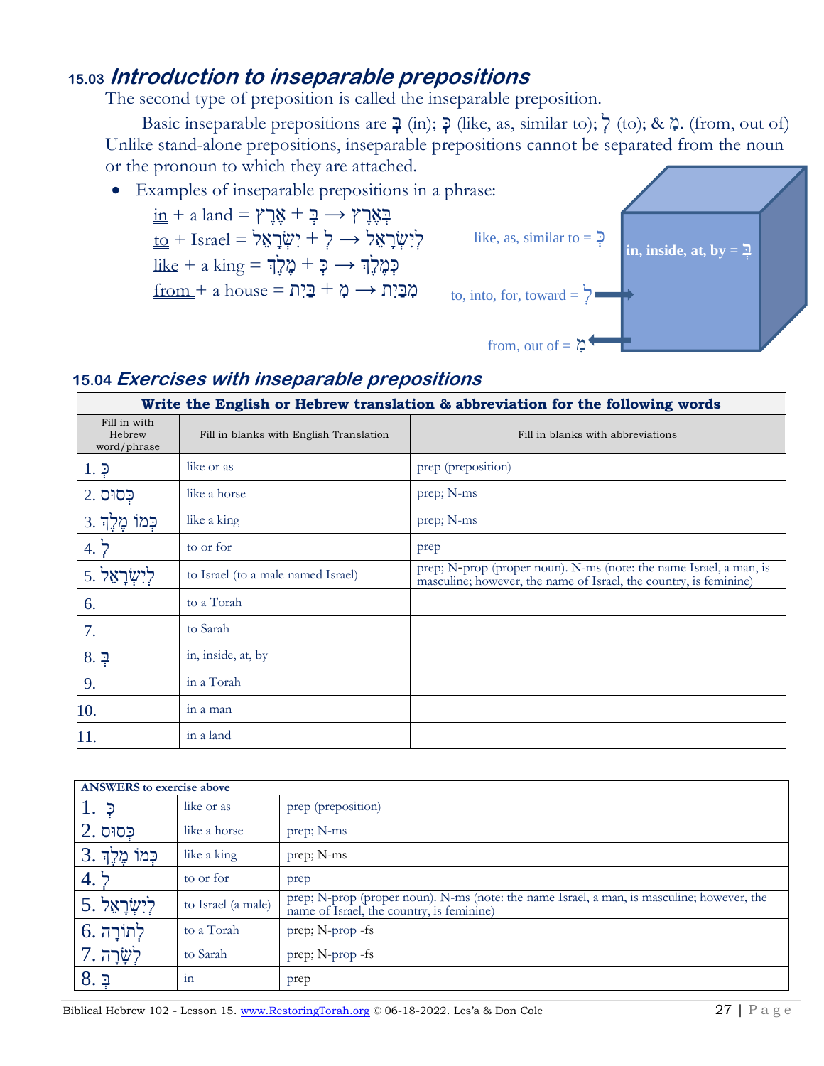## 15.03 *Introduction to inseparable prepositions*

The second type of preposition is called the inseparable preposition.

Basic inseparable prepositions are בְּ (in); כְּ (like, as, similar to); לְ (to); & מִ. (from, out of) Unlike stand-alone prepositions, inseparable prepositions cannot be separated from the noun or the pronoun to which they are attached.

- Examples of inseparable prepositions in a phrase:

  in + a land = בְּאֶרֶץ ← אֶרֶץ + בְּ

  to + Israel = לְיִשְׂרָאֵל ← יִשְׂרָאֵל + לְ

  like + a king = כְּמֶלֶךְ ← מֶלֶךְ + כְּ

  from + a house = מִבַּיִת ← בַּיִת + מִ

like, as, similar to = כְּ

in, inside, at, by = בְּ

to, into, for, toward = לְ

from, out of = מִ

## 15.04 *Exercises with inseparable prepositions*

| Write the English or Hebrew translation & abbreviation for the following words | | |
|---|---|---|
| Fill in with Hebrew word/phrase | Fill in blanks with English Translation | Fill in blanks with abbreviations |
| 1. כְּ | like or as | prep (preposition) |
| 2. כְּסוּס | like a horse | prep; N-ms |
| 3. כְּמוֹ מֶלֶךְ | like a king | prep; N-ms |
| 4. לְ | to or for | prep |
| 5. לְיִשְׂרָאֵל | to Israel (to a male named Israel) | prep; N-prop (proper noun). N-ms (note: the name Israel, a man, is masculine; however, the name of Israel, the country, is feminine) |
| 6. | to a Torah | |
| 7. | to Sarah | |
| 8. בְּ | in, inside, at, by | |
| 9. | in a Torah | |
| 10. | in a man | |
| 11. | in a land | |

| ANSWERS to exercise above | | |
|---|---|---|
| 1. כְּ | like or as | prep (preposition) |
| 2. כְּסוּס | like a horse | prep; N-ms |
| 3. כְּמוֹ מֶלֶךְ | like a king | prep; N-ms |
| 4. לְ | to or for | prep |
| 5. לְיִשְׂרָאֵל | to Israel (a male) | prep; N-prop (proper noun). N-ms (note: the name Israel, a man, is masculine; however, the name of Israel, the country, is feminine) |
| 6. לְתוֹרָה | to a Torah | prep; N-prop -fs |
| 7. לְשָׂרָה | to Sarah | prep; N-prop -fs |
| 8. בְּ | in | prep |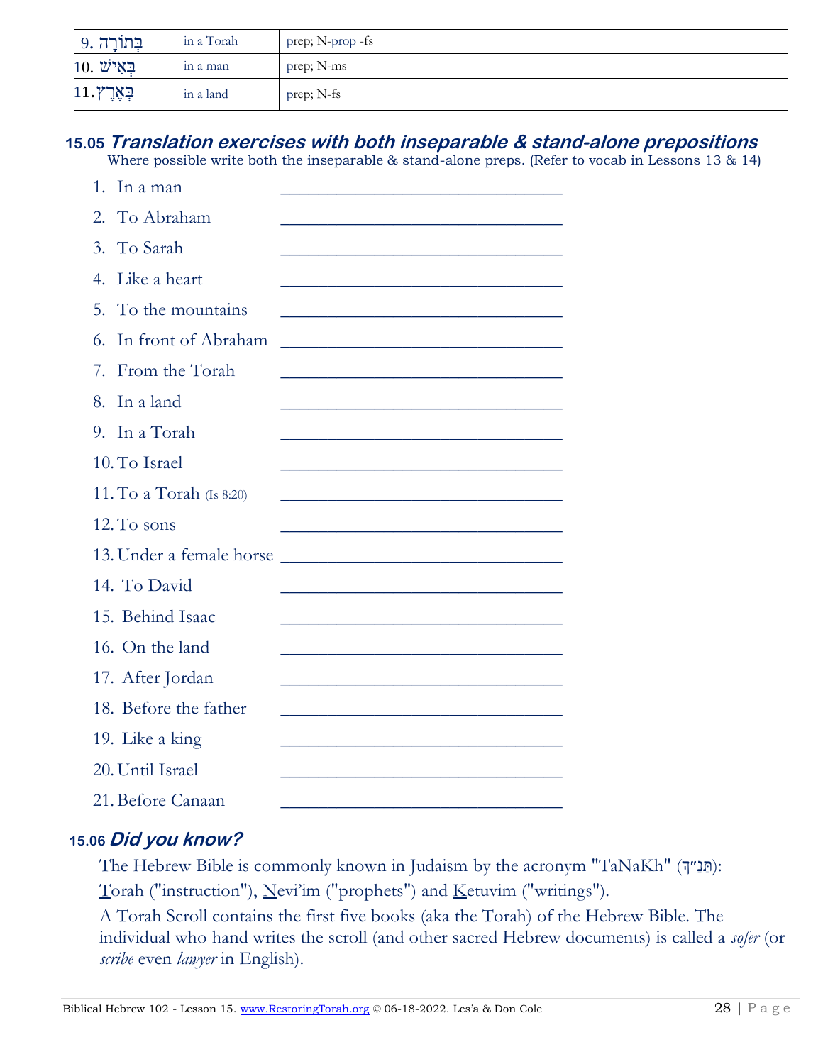| 9. בְּתוֹרָה | in a Torah | prep; N-prop -fs |
|---|---|---|
| 10. בְּאִישׁ | in a man | prep; N-ms |
| 11. בְּאֶרֶץ | in a land | prep; N-fs |

## 15.05 *Translation exercises with both inseparable & stand-alone prepositions*

Where possible write both the inseparable & stand-alone preps. (Refer to vocab in Lessons 13 & 14)

1. In a man ________________________________
2. To Abraham ________________________________
3. To Sarah ________________________________
4. Like a heart ________________________________
5. To the mountains ________________________________
6. In front of Abraham ________________________________
7. From the Torah ________________________________
8. In a land ________________________________
9. In a Torah ________________________________
10. To Israel ________________________________
11. To a Torah (Is 8:20) ________________________________
12. To sons ________________________________
13. Under a female horse ________________________________
14. To David ________________________________
15. Behind Isaac ________________________________
16. On the land ________________________________
17. After Jordan ________________________________
18. Before the father ________________________________
19. Like a king ________________________________
20. Until Israel ________________________________
21. Before Canaan ________________________________

## 15.06 *Did you know?*

The Hebrew Bible is commonly known in Judaism by the acronym "TaNaKh" (תַּנַ"ךְ):
Torah ("instruction"), Nevi'im ("prophets") and Ketuvim ("writings").

A Torah Scroll contains the first five books (aka the Torah) of the Hebrew Bible. The individual who hand writes the scroll (and other sacred Hebrew documents) is called a *sofer* (or *scribe* even *lawyer* in English).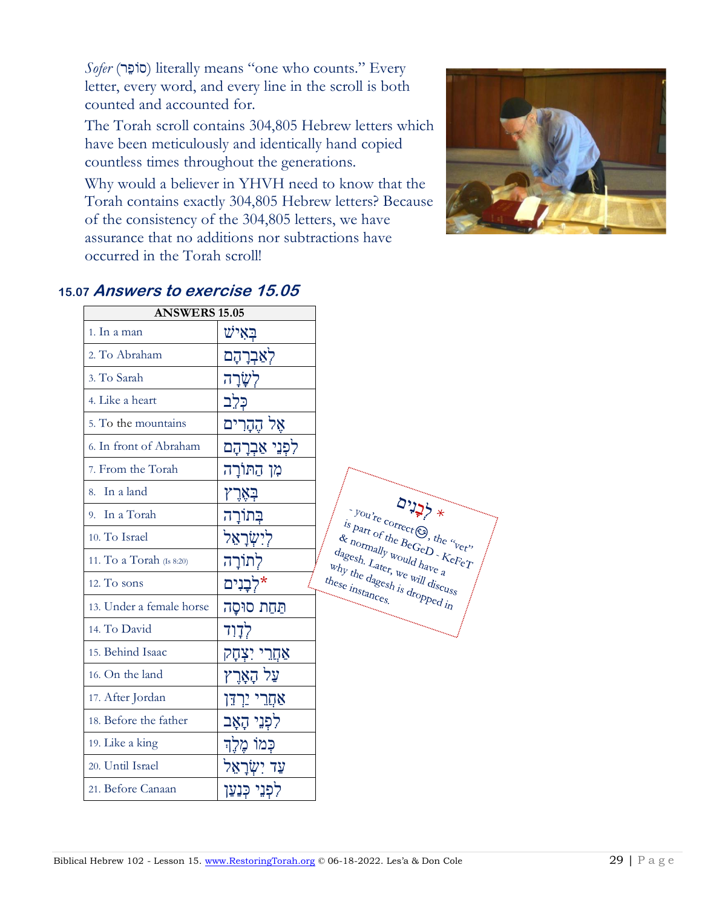*Sofer* (סוֹפֵר) literally means "one who counts." Every letter, every word, and every line in the scroll is both counted and accounted for.

The Torah scroll contains 304,805 Hebrew letters which have been meticulously and identically hand copied countless times throughout the generations.

Why would a believer in YHVH need to know that the Torah contains exactly 304,805 Hebrew letters? Because of the consistency of the 304,805 letters, we have assurance that no additions nor subtractions have occurred in the Torah scroll!

### 15.07 *Answers to exercise 15.05*

| ANSWERS 15.05 | |
|---|---|
| 1. In a man | בְּאִישׁ |
| 2. To Abraham | לְאַבְרָהָם |
| 3. To Sarah | לְשָׂרָה |
| 4. Like a heart | כְּלֵב |
| 5. To the mountains | אֶל הֶהָרִים |
| 6. In front of Abraham | לִפְנֵי אַבְרָהָם |
| 7. From the Torah | מִן הַתּוֹרָה |
| 8. In a land | בְּאֶרֶץ |
| 9. In a Torah | בְּתוֹרָה |
| 10. To Israel | לְיִשְׂרָאֵל |
| 11. To a Torah (Is 8:20) | לְתוֹרָה |
| 12. To sons | לְבָנִים* |
| 13. Under a female horse | תַּחַת סוּסָה |
| 14. To David | לְדָוִד |
| 15. Behind Isaac | אַחֲרֵי יִצְחָק |
| 16. On the land | עַל הָאָרֶץ |
| 17. After Jordan | אַחֲרֵי יַרְדֵּן |
| 18. Before the father | לִפְנֵי הָאָב |
| 19. Like a king | כְּמוֹ מֶלֶךְ |
| 20. Until Israel | עַד יִשְׂרָאֵל |
| 21. Before Canaan | לִפְנֵי כְּנַעַן |

\* לְבָנִים - you're correct☺, the "vet" is part of the BeGeD - KeFeT & normally would have a dagesh. Later, we will discuss why the dagesh is dropped in these instances.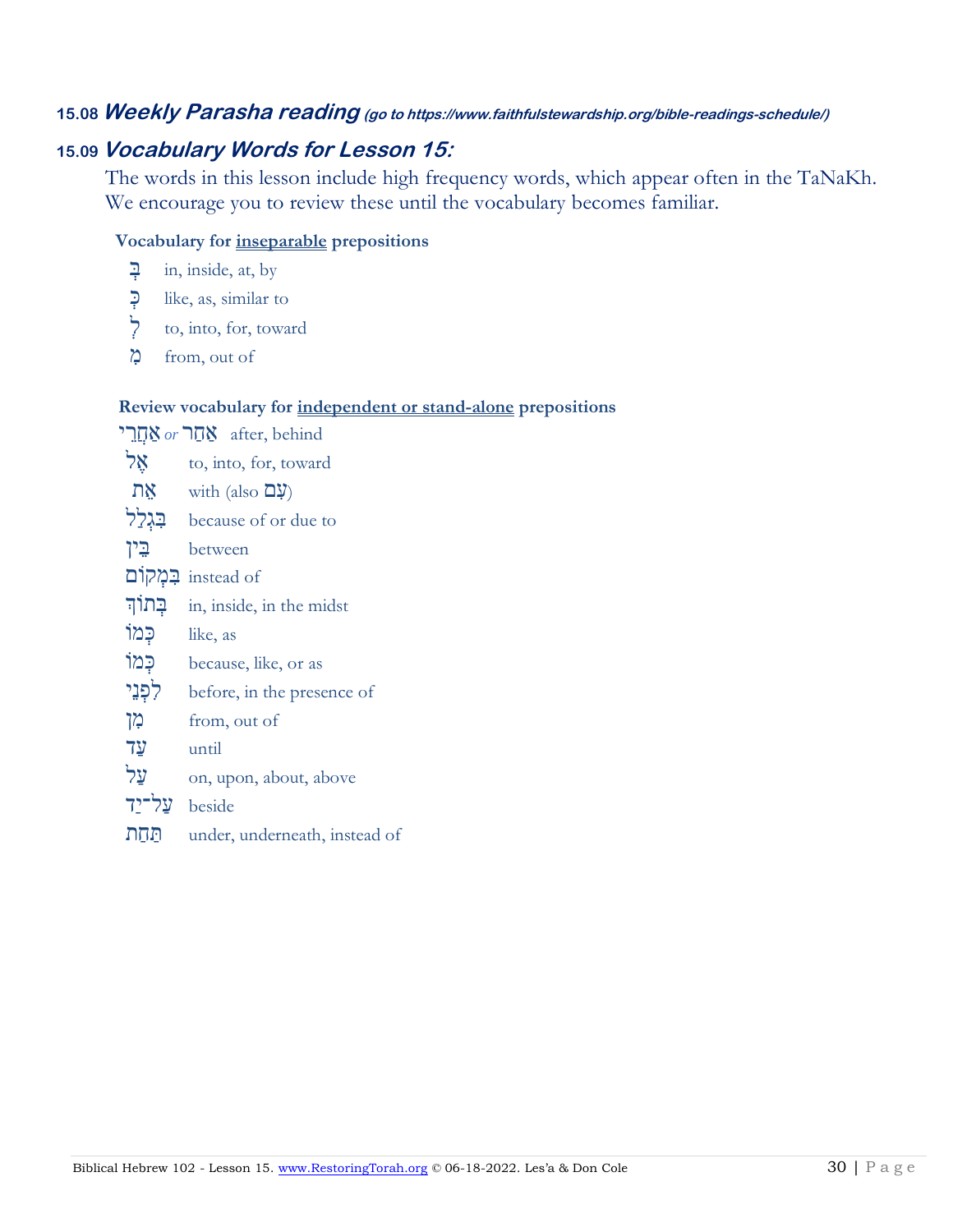### 15.08 ***Weekly Parasha reading*** ***(go to https://www.faithfulstewardship.org/bible-readings-schedule/)***

### 15.09 ***Vocabulary Words for Lesson 15:***

The words in this lesson include high frequency words, which appear often in the TaNaKh. We encourage you to review these until the vocabulary becomes familiar.

**Vocabulary for inseparable prepositions**

- בְּ in, inside, at, by
- כְּ like, as, similar to
- לְ to, into, for, toward
- מִ from, out of

**Review vocabulary for independent or stand-alone prepositions**

- אַחֲרֵי *or* אַחַר after, behind
- אֶל to, into, for, toward
- אֵת with (also עִם)
- בִּגְלַל because of or due to
- בֵּין between
- בִּמְקוֹם instead of
- בְּתוֹךְ in, inside, in the midst
- כְּמוֹ like, as
- כְּמוֹ because, like, or as
- לִפְנֵי before, in the presence of
- מִן from, out of
- עַד until
- עַל on, upon, about, above
- עַל־יַד beside
- תַּחַת under, underneath, instead of